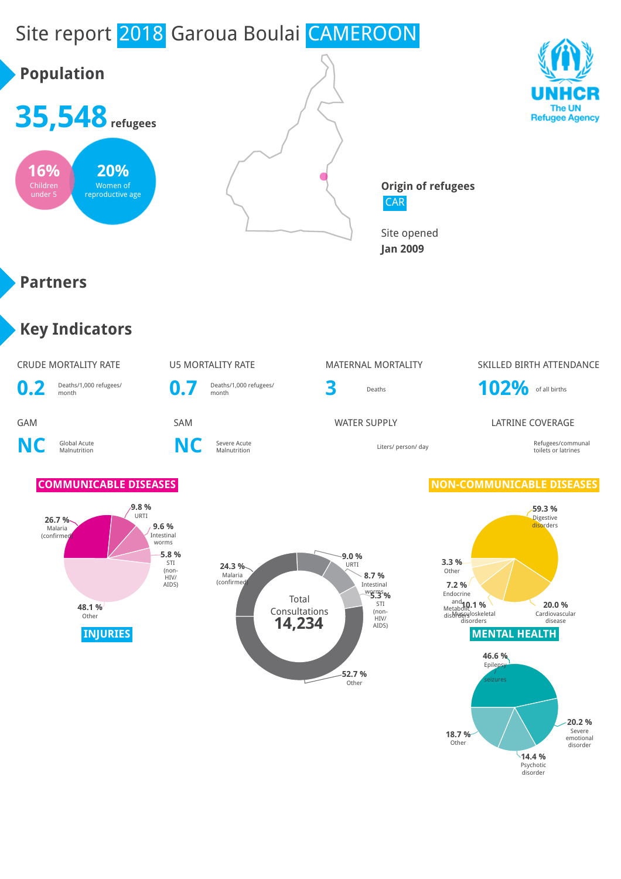# Site report 2018 Garoua Boulai CAMEROON

UNHCR
The UN Refugee Agency

## Population

**35,548** refugees

**16%** Children under 5

**20%** Women of reproductive age

**Origin of refugees**
CAR

Site opened
**Jan 2009**

## Partners

## Key Indicators

| CRUDE MORTALITY RATE | U5 MORTALITY RATE | MATERNAL MORTALITY | SKILLED BIRTH ATTENDANCE |
|---|---|---|---|
| **0.2** Deaths/1,000 refugees/ month | **0.7** Deaths/1,000 refugees/ month | **3** Deaths | **102%** of all births |

| GAM | SAM | WATER SUPPLY | LATRINE COVERAGE |
|---|---|---|---|
| **NC** Global Acute Malnutrition | **NC** Severe Acute Malnutrition | Liters/ person/ day | Refugees/communal toilets or latrines |

### COMMUNICABLE DISEASES

- 26.7 % Malaria (confirmed)
- 9.8 % URTI
- 9.6 % Intestinal worms
- 5.8 % STI (non-HIV/AIDS)
- 48.1 % Other

### Total Consultations 14,234

- 24.3 % Malaria (confirmed)
- 9.0 % URTI
- 8.7 % Intestinal worms
- 5.3 % STI (non-HIV/AIDS)
- 52.7 % Other

### NON-COMMUNICABLE DISEASES

- 59.3 % Digestive disorders
- 20.0 % Cardiovascular disease
- 10.1 % Musculoskeletal disorders
- 7.2 % Endocrine and Metabolic disorders
- 3.3 % Other

### INJURIES

### MENTAL HEALTH

- 46.6 % Epilepsy seizures
- 20.2 % Severe emotional disorder
- 14.4 % Psychotic disorder
- 18.7 % Other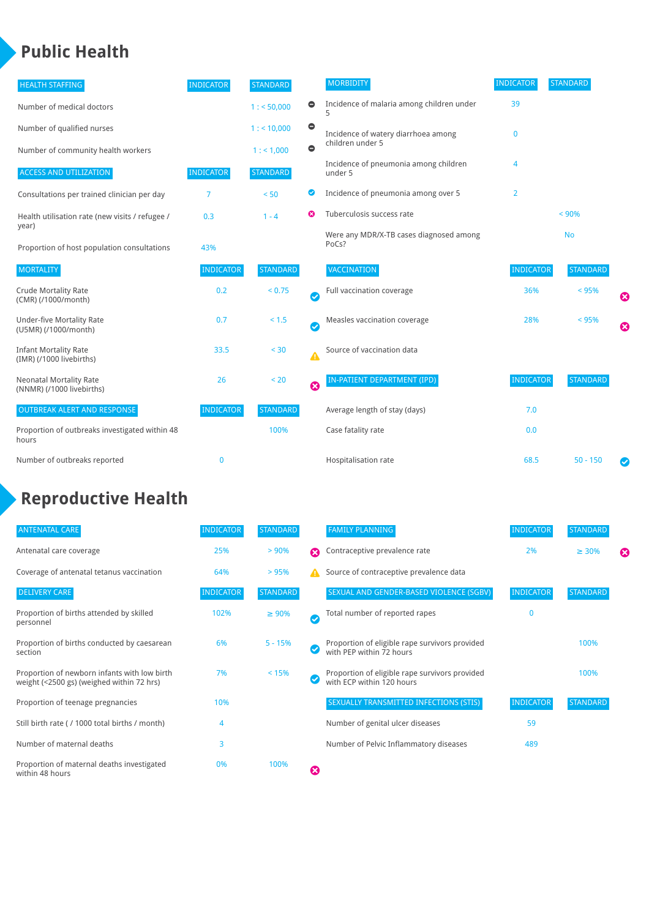# Public Health

| HEALTH STAFFING | INDICATOR | STANDARD | |
|---|---|---|---|
| Number of medical doctors | | 1 : < 50,000 | |
| Number of qualified nurses | | 1 : < 10,000 | |
| Number of community health workers | | 1 : < 1,000 | |

| ACCESS AND UTILIZATION | INDICATOR | STANDARD | |
|---|---|---|---|
| Consultations per trained clinician per day | 7 | < 50 | ✔ |
| Health utilisation rate (new visits / refugee / year) | 0.3 | 1 - 4 | ✖ |
| Proportion of host population consultations | 43% | | |

| MORTALITY | INDICATOR | STANDARD | |
|---|---|---|---|
| Crude Mortality Rate (CMR) (/1000/month) | 0.2 | < 0.75 | ✔ |
| Under-five Mortality Rate (U5MR) (/1000/month) | 0.7 | < 1.5 | ✔ |
| Infant Mortality Rate (IMR) (/1000 livebirths) | 33.5 | < 30 | ⚠ |
| Neonatal Mortality Rate (NNMR) (/1000 livebirths) | 26 | < 20 | ✖ |

| OUTBREAK ALERT AND RESPONSE | INDICATOR | STANDARD |
|---|---|---|
| Proportion of outbreaks investigated within 48 hours | | 100% |
| Number of outbreaks reported | 0 | |

| MORBIDITY | INDICATOR | STANDARD |
|---|---|---|
| Incidence of malaria among children under 5 | 39 | |
| Incidence of watery diarrhoea among children under 5 | 0 | |
| Incidence of pneumonia among children under 5 | 4 | |
| Incidence of pneumonia among over 5 | 2 | |
| Tuberculosis success rate | | < 90% |
| Were any MDR/X-TB cases diagnosed among PoCs? | | No |

| VACCINATION | INDICATOR | STANDARD | |
|---|---|---|---|
| Full vaccination coverage | 36% | < 95% | ✖ |
| Measles vaccination coverage | 28% | < 95% | ✖ |
| Source of vaccination data | | | |

| IN-PATIENT DEPARTMENT (IPD) | INDICATOR | STANDARD | |
|---|---|---|---|
| Average length of stay (days) | 7.0 | | |
| Case fatality rate | 0.0 | | |
| Hospitalisation rate | 68.5 | 50 - 150 | ✔ |

# Reproductive Health

| ANTENATAL CARE | INDICATOR | STANDARD | |
|---|---|---|---|
| Antenatal care coverage | 25% | > 90% | ✖ |
| Coverage of antenatal tetanus vaccination | 64% | > 95% | ⚠ |

| DELIVERY CARE | INDICATOR | STANDARD | |
|---|---|---|---|
| Proportion of births attended by skilled personnel | 102% | ≥ 90% | ✔ |
| Proportion of births conducted by caesarean section | 6% | 5 - 15% | ✔ |
| Proportion of newborn infants with low birth weight (<2500 gs) (weighed within 72 hrs) | 7% | < 15% | ✔ |
| Proportion of teenage pregnancies | 10% | | |
| Still birth rate ( / 1000 total births / month) | 4 | | |
| Number of maternal deaths | 3 | | |
| Proportion of maternal deaths investigated within 48 hours | 0% | 100% | ✖ |

| FAMILY PLANNING | INDICATOR | STANDARD | |
|---|---|---|---|
| Contraceptive prevalence rate | 2% | ≥ 30% | ✖ |
| Source of contraceptive prevalence data | | | |

| SEXUAL AND GENDER-BASED VIOLENCE (SGBV) | INDICATOR | STANDARD |
|---|---|---|
| Total number of reported rapes | 0 | |
| Proportion of eligible rape survivors provided with PEP within 72 hours | | 100% |
| Proportion of eligible rape survivors provided with ECP within 120 hours | | 100% |

| SEXUALLY TRANSMITTED INFECTIONS (STIS) | INDICATOR | STANDARD |
|---|---|---|
| Number of genital ulcer diseases | 59 | |
| Number of Pelvic Inflammatory diseases | 489 | |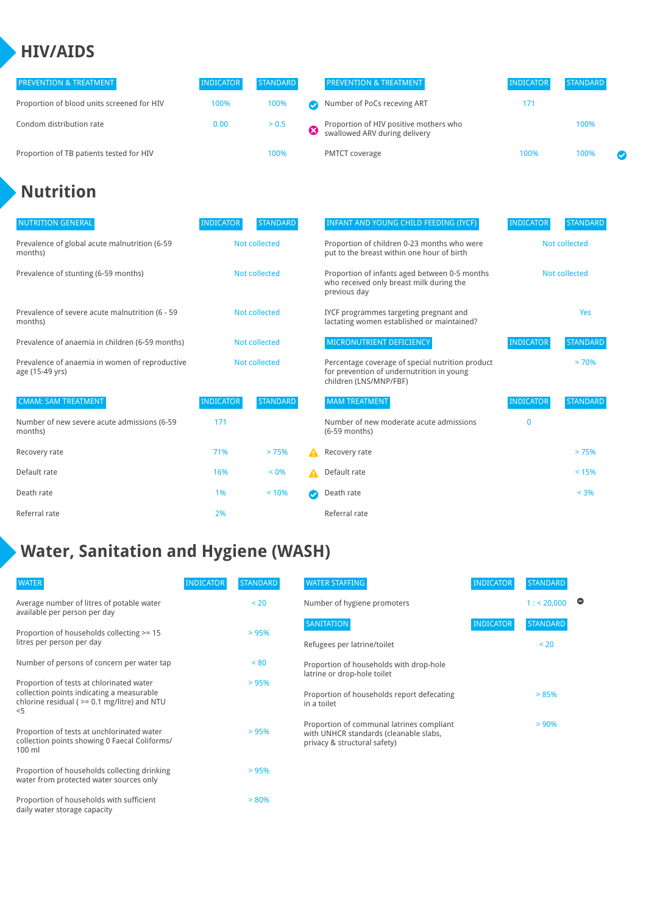## HIV/AIDS

| PREVENTION & TREATMENT | INDICATOR | STANDARD | |
|---|---|---|---|
| Proportion of blood units screened for HIV | 100% | 100% | ✔ |
| Condom distribution rate | 0.00 | > 0.5 | ✖ |
| Proportion of TB patients tested for HIV | | 100% | |

| PREVENTION & TREATMENT | INDICATOR | STANDARD | |
|---|---|---|---|
| Number of PoCs receving ART | 171 | | |
| Proportion of HIV positive mothers who swallowed ARV during delivery | | 100% | |
| PMTCT coverage | 100% | 100% | ✔ |

## Nutrition

| NUTRITION GENERAL | INDICATOR | STANDARD |
|---|---|---|
| Prevalence of global acute malnutrition (6-59 months) | Not collected | |
| Prevalence of stunting (6-59 months) | Not collected | |
| Prevalence of severe acute malnutrition (6 - 59 months) | Not collected | |
| Prevalence of anaemia in children (6-59 months) | Not collected | |
| Prevalence of anaemia in women of reproductive age (15-49 yrs) | Not collected | |

| INFANT AND YOUNG CHILD FEEDING (IYCF) | INDICATOR | STANDARD |
|---|---|---|
| Proportion of children 0-23 months who were put to the breast within one hour of birth | Not collected | |
| Proportion of infants aged between 0-5 months who received only breast milk during the previous day | Not collected | |
| IYCF programmes targeting pregnant and lactating women established or maintained? | | Yes |

| MICRONUTRIENT DEFICIENCY | INDICATOR | STANDARD |
|---|---|---|
| Percentage coverage of special nutrition product for prevention of undernutrition in young children (LNS/MNP/FBF) | | > 70% |

| CMAM: SAM TREATMENT | INDICATOR | STANDARD | |
|---|---|---|---|
| Number of new severe acute admissions (6-59 months) | 171 | | |
| Recovery rate | 71% | > 75% | ⚠ |
| Default rate | 16% | < 0% | ⚠ |
| Death rate | 1% | < 10% | ✔ |
| Referral rate | 2% | | |

| MAM TREATMENT | INDICATOR | STANDARD |
|---|---|---|
| Number of new moderate acute admissions (6-59 months) | 0 | |
| Recovery rate | | > 75% |
| Default rate | | < 15% |
| Death rate | | < 3% |
| Referral rate | | |

## Water, Sanitation and Hygiene (WASH)

| WATER | INDICATOR | STANDARD |
|---|---|---|
| Average number of litres of potable water available per person per day | | < 20 |
| Proportion of households collecting >= 15 litres per person per day | | > 95% |
| Number of persons of concern per water tap | | < 80 |
| Proportion of tests at chlorinated water collection points indicating a measurable chlorine residual ( >= 0.1 mg/litre) and NTU <5 | | > 95% |
| Proportion of tests at unchlorinated water collection points showing 0 Faecal Coliforms/ 100 ml | | > 95% |
| Proportion of households collecting drinking water from protected water sources only | | > 95% |
| Proportion of households with sufficient daily water storage capacity | | > 80% |

| WATER STAFFING | INDICATOR | STANDARD | |
|---|---|---|---|
| Number of hygiene promoters | | 1 : < 20,000 | ⊖ |

| SANITATION | INDICATOR | STANDARD |
|---|---|---|
| Refugees per latrine/toilet | | < 20 |
| Proportion of households with drop-hole latrine or drop-hole toilet | | |
| Proportion of households report defecating in a toilet | | > 85% |
| Proportion of communal latrines compliant with UNHCR standards (cleanable slabs, privacy & structural safety) | | > 90% |